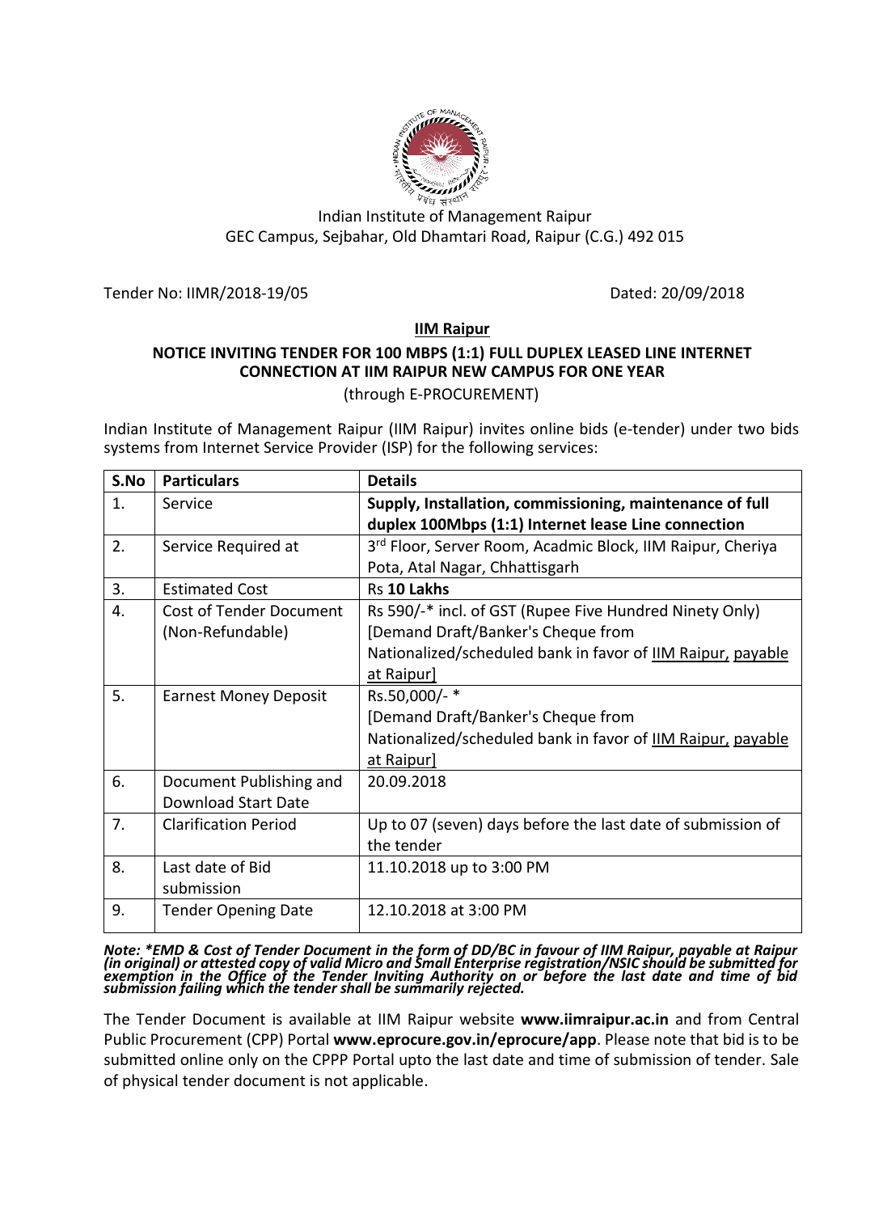Indian Institute of Management Raipur
GEC Campus, Sejbahar, Old Dhamtari Road, Raipur (C.G.) 492 015

Tender No: IIMR/2018-19/05 Dated: 20/09/2018

## IIM Raipur

### NOTICE INVITING TENDER FOR 100 MBPS (1:1) FULL DUPLEX LEASED LINE INTERNET CONNECTION AT IIM RAIPUR NEW CAMPUS FOR ONE YEAR

(through E-PROCUREMENT)

Indian Institute of Management Raipur (IIM Raipur) invites online bids (e-tender) under two bids systems from Internet Service Provider (ISP) for the following services:

| S.No | Particulars | Details |
|---|---|---|
| 1. | Service | **Supply, Installation, commissioning, maintenance of full duplex 100Mbps (1:1) Internet lease Line connection** |
| 2. | Service Required at | 3rd Floor, Server Room, Acadmic Block, IIM Raipur, Cheriya Pota, Atal Nagar, Chhattisgarh |
| 3. | Estimated Cost | Rs **10 Lakhs** |
| 4. | Cost of Tender Document (Non-Refundable) | Rs 590/-* incl. of GST (Rupee Five Hundred Ninety Only) [Demand Draft/Banker's Cheque from Nationalized/scheduled bank in favor of IIM Raipur, payable at Raipur] |
| 5. | Earnest Money Deposit | Rs.50,000/- * [Demand Draft/Banker's Cheque from Nationalized/scheduled bank in favor of IIM Raipur, payable at Raipur] |
| 6. | Document Publishing and Download Start Date | 20.09.2018 |
| 7. | Clarification Period | Up to 07 (seven) days before the last date of submission of the tender |
| 8. | Last date of Bid submission | 11.10.2018 up to 3:00 PM |
| 9. | Tender Opening Date | 12.10.2018 at 3:00 PM |

***Note: *EMD & Cost of Tender Document in the form of DD/BC in favour of IIM Raipur, payable at Raipur (in original) or attested copy of valid Micro and Small Enterprise registration/NSIC should be submitted for exemption in the Office of the Tender Inviting Authority on or before the last date and time of bid submission failing which the tender shall be summarily rejected.***

The Tender Document is available at IIM Raipur website **www.iimraipur.ac.in** and from Central Public Procurement (CPP) Portal **www.eprocure.gov.in/eprocure/app**. Please note that bid is to be submitted online only on the CPPP Portal upto the last date and time of submission of tender. Sale of physical tender document is not applicable.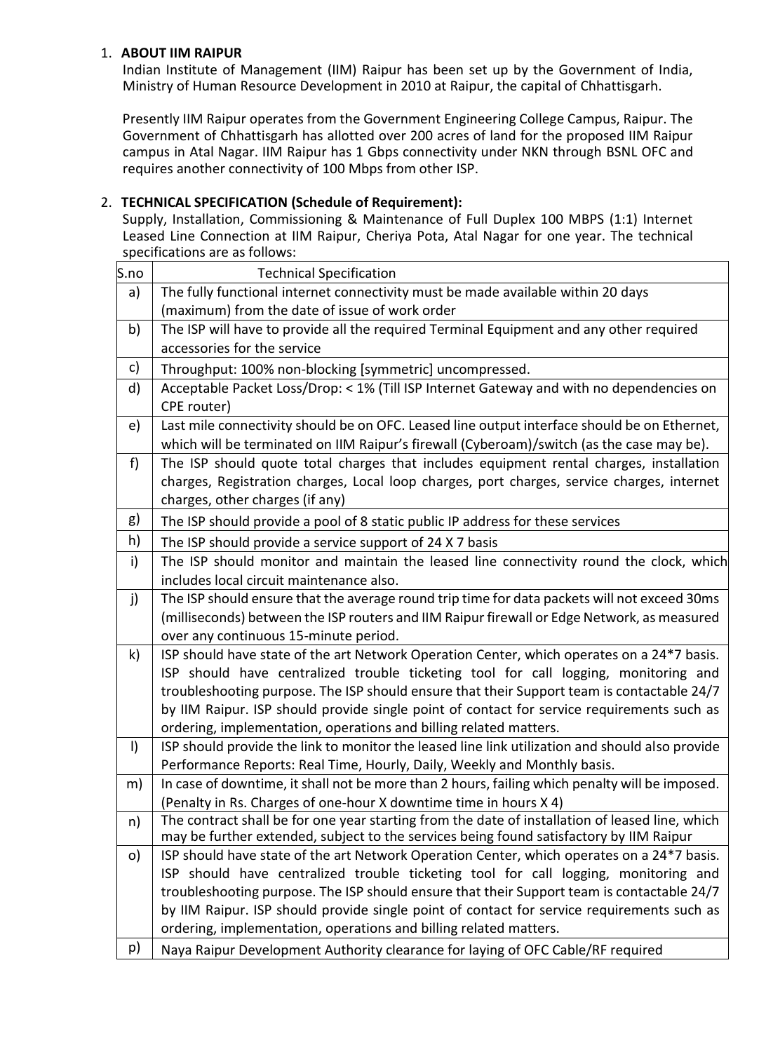1. **ABOUT IIM RAIPUR**

   Indian Institute of Management (IIM) Raipur has been set up by the Government of India, Ministry of Human Resource Development in 2010 at Raipur, the capital of Chhattisgarh.

   Presently IIM Raipur operates from the Government Engineering College Campus, Raipur. The Government of Chhattisgarh has allotted over 200 acres of land for the proposed IIM Raipur campus in Atal Nagar. IIM Raipur has 1 Gbps connectivity under NKN through BSNL OFC and requires another connectivity of 100 Mbps from other ISP.

2. **TECHNICAL SPECIFICATION (Schedule of Requirement):**

   Supply, Installation, Commissioning & Maintenance of Full Duplex 100 MBPS (1:1) Internet Leased Line Connection at IIM Raipur, Cheriya Pota, Atal Nagar for one year. The technical specifications are as follows:

| S.no | Technical Specification |
|---|---|
| a) | The fully functional internet connectivity must be made available within 20 days (maximum) from the date of issue of work order |
| b) | The ISP will have to provide all the required Terminal Equipment and any other required accessories for the service |
| c) | Throughput: 100% non-blocking [symmetric] uncompressed. |
| d) | Acceptable Packet Loss/Drop: < 1% (Till ISP Internet Gateway and with no dependencies on CPE router) |
| e) | Last mile connectivity should be on OFC. Leased line output interface should be on Ethernet, which will be terminated on IIM Raipur's firewall (Cyberoam)/switch (as the case may be). |
| f) | The ISP should quote total charges that includes equipment rental charges, installation charges, Registration charges, Local loop charges, port charges, service charges, internet charges, other charges (if any) |
| g) | The ISP should provide a pool of 8 static public IP address for these services |
| h) | The ISP should provide a service support of 24 X 7 basis |
| i) | The ISP should monitor and maintain the leased line connectivity round the clock, which includes local circuit maintenance also. |
| j) | The ISP should ensure that the average round trip time for data packets will not exceed 30ms (milliseconds) between the ISP routers and IIM Raipur firewall or Edge Network, as measured over any continuous 15-minute period. |
| k) | ISP should have state of the art Network Operation Center, which operates on a 24*7 basis. ISP should have centralized trouble ticketing tool for call logging, monitoring and troubleshooting purpose. The ISP should ensure that their Support team is contactable 24/7 by IIM Raipur. ISP should provide single point of contact for service requirements such as ordering, implementation, operations and billing related matters. |
| l) | ISP should provide the link to monitor the leased line link utilization and should also provide Performance Reports: Real Time, Hourly, Daily, Weekly and Monthly basis. |
| m) | In case of downtime, it shall not be more than 2 hours, failing which penalty will be imposed. (Penalty in Rs. Charges of one-hour X downtime time in hours X 4) |
| n) | The contract shall be for one year starting from the date of installation of leased line, which may be further extended, subject to the services being found satisfactory by IIM Raipur |
| o) | ISP should have state of the art Network Operation Center, which operates on a 24*7 basis. ISP should have centralized trouble ticketing tool for call logging, monitoring and troubleshooting purpose. The ISP should ensure that their Support team is contactable 24/7 by IIM Raipur. ISP should provide single point of contact for service requirements such as ordering, implementation, operations and billing related matters. |
| p) | Naya Raipur Development Authority clearance for laying of OFC Cable/RF required |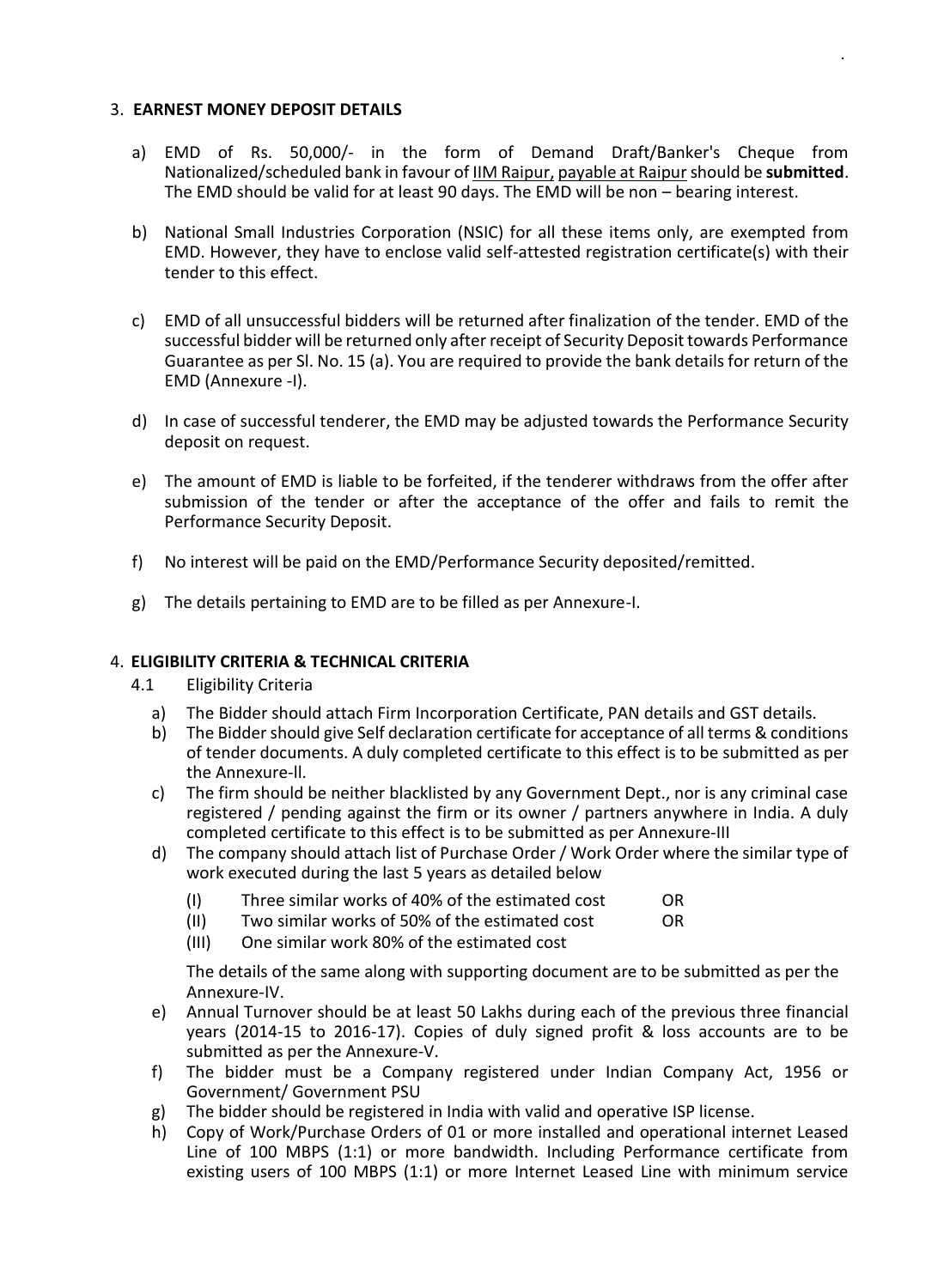## 3. EARNEST MONEY DEPOSIT DETAILS

a) EMD of Rs. 50,000/- in the form of Demand Draft/Banker's Cheque from Nationalized/scheduled bank in favour of IIM Raipur, payable at Raipur should be **submitted**. The EMD should be valid for at least 90 days. The EMD will be non – bearing interest.

b) National Small Industries Corporation (NSIC) for all these items only, are exempted from EMD. However, they have to enclose valid self-attested registration certificate(s) with their tender to this effect.

c) EMD of all unsuccessful bidders will be returned after finalization of the tender. EMD of the successful bidder will be returned only after receipt of Security Deposit towards Performance Guarantee as per Sl. No. 15 (a). You are required to provide the bank details for return of the EMD (Annexure -I).

d) In case of successful tenderer, the EMD may be adjusted towards the Performance Security deposit on request.

e) The amount of EMD is liable to be forfeited, if the tenderer withdraws from the offer after submission of the tender or after the acceptance of the offer and fails to remit the Performance Security Deposit.

f) No interest will be paid on the EMD/Performance Security deposited/remitted.

g) The details pertaining to EMD are to be filled as per Annexure-I.

## 4. ELIGIBILITY CRITERIA & TECHNICAL CRITERIA

### 4.1 Eligibility Criteria

a) The Bidder should attach Firm Incorporation Certificate, PAN details and GST details.

b) The Bidder should give Self declaration certificate for acceptance of all terms & conditions of tender documents. A duly completed certificate to this effect is to be submitted as per the Annexure-ll.

c) The firm should be neither blacklisted by any Government Dept., nor is any criminal case registered / pending against the firm or its owner / partners anywhere in India. A duly completed certificate to this effect is to be submitted as per Annexure-III

d) The company should attach list of Purchase Order / Work Order where the similar type of work executed during the last 5 years as detailed below

   (I) Three similar works of 40% of the estimated cost OR

   (II) Two similar works of 50% of the estimated cost OR

   (III) One similar work 80% of the estimated cost

   The details of the same along with supporting document are to be submitted as per the Annexure-IV.

e) Annual Turnover should be at least 50 Lakhs during each of the previous three financial years (2014-15 to 2016-17). Copies of duly signed profit & loss accounts are to be submitted as per the Annexure-V.

f) The bidder must be a Company registered under Indian Company Act, 1956 or Government/ Government PSU

g) The bidder should be registered in India with valid and operative ISP license.

h) Copy of Work/Purchase Orders of 01 or more installed and operational internet Leased Line of 100 MBPS (1:1) or more bandwidth. Including Performance certificate from existing users of 100 MBPS (1:1) or more Internet Leased Line with minimum service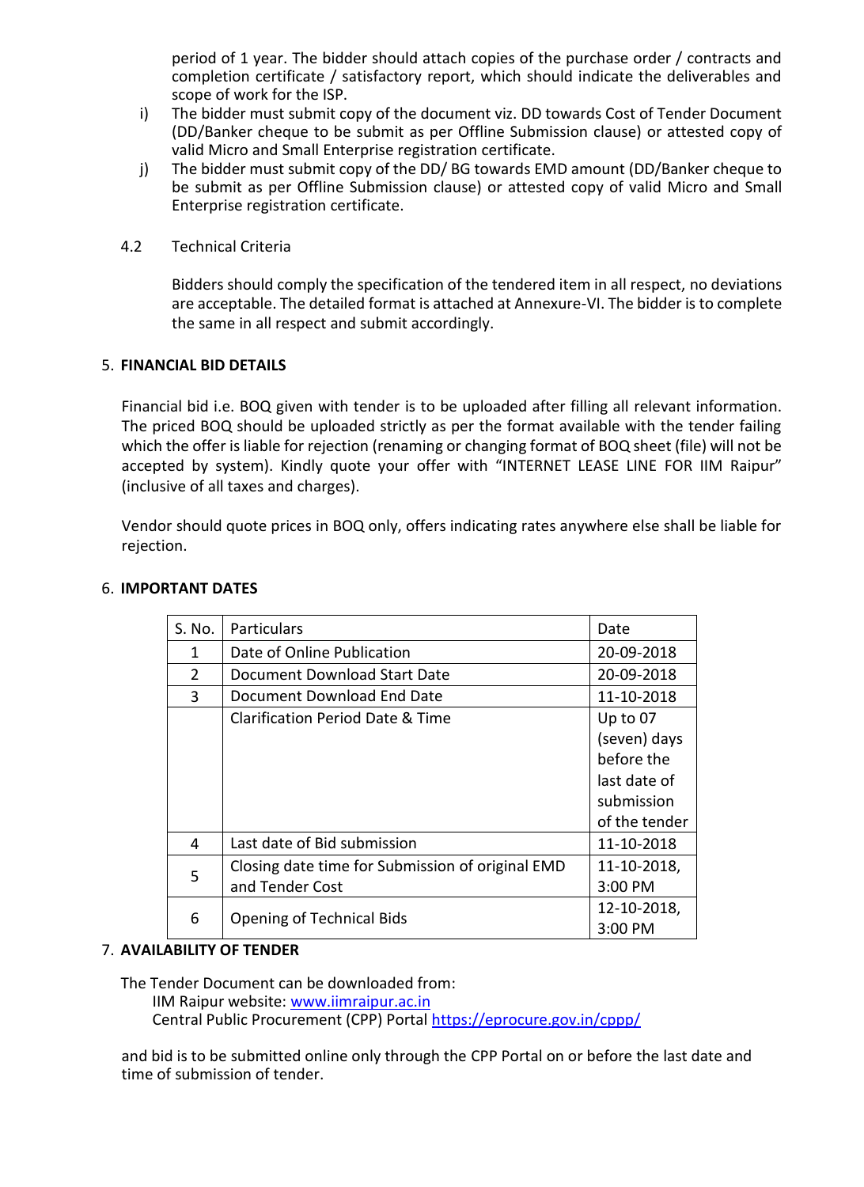period of 1 year. The bidder should attach copies of the purchase order / contracts and completion certificate / satisfactory report, which should indicate the deliverables and scope of work for the ISP.

i) The bidder must submit copy of the document viz. DD towards Cost of Tender Document (DD/Banker cheque to be submit as per Offline Submission clause) or attested copy of valid Micro and Small Enterprise registration certificate.

j) The bidder must submit copy of the DD/ BG towards EMD amount (DD/Banker cheque to be submit as per Offline Submission clause) or attested copy of valid Micro and Small Enterprise registration certificate.

4.2 Technical Criteria

Bidders should comply the specification of the tendered item in all respect, no deviations are acceptable. The detailed format is attached at Annexure-VI. The bidder is to complete the same in all respect and submit accordingly.

## 5. FINANCIAL BID DETAILS

Financial bid i.e. BOQ given with tender is to be uploaded after filling all relevant information. The priced BOQ should be uploaded strictly as per the format available with the tender failing which the offer is liable for rejection (renaming or changing format of BOQ sheet (file) will not be accepted by system). Kindly quote your offer with "INTERNET LEASE LINE FOR IIM Raipur" (inclusive of all taxes and charges).

Vendor should quote prices in BOQ only, offers indicating rates anywhere else shall be liable for rejection.

## 6. IMPORTANT DATES

| S. No. | Particulars | Date |
|---|---|---|
| 1 | Date of Online Publication | 20-09-2018 |
| 2 | Document Download Start Date | 20-09-2018 |
| 3 | Document Download End Date | 11-10-2018 |
| | Clarification Period Date & Time | Up to 07 (seven) days before the last date of submission of the tender |
| 4 | Last date of Bid submission | 11-10-2018 |
| 5 | Closing date time for Submission of original EMD and Tender Cost | 11-10-2018, 3:00 PM |
| 6 | Opening of Technical Bids | 12-10-2018, 3:00 PM |

## 7. AVAILABILITY OF TENDER

The Tender Document can be downloaded from:

IIM Raipur website: www.iimraipur.ac.in

Central Public Procurement (CPP) Portal https://eprocure.gov.in/cppp/

and bid is to be submitted online only through the CPP Portal on or before the last date and time of submission of tender.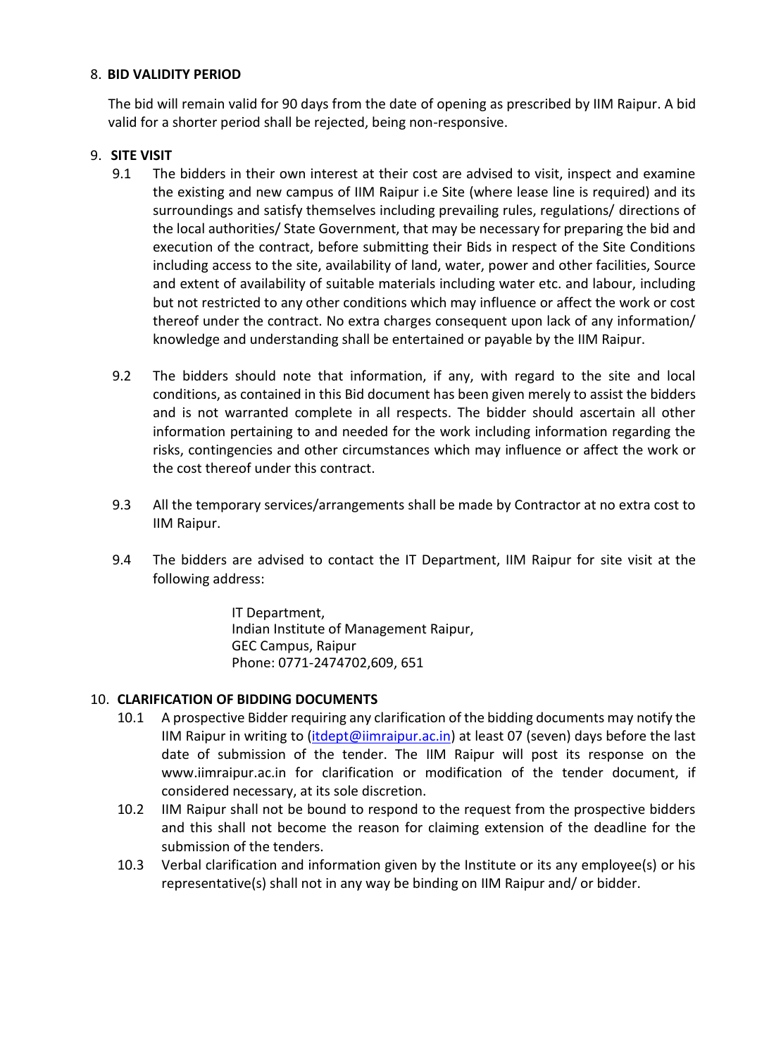## 8. BID VALIDITY PERIOD

The bid will remain valid for 90 days from the date of opening as prescribed by IIM Raipur. A bid valid for a shorter period shall be rejected, being non-responsive.

## 9. SITE VISIT

9.1 The bidders in their own interest at their cost are advised to visit, inspect and examine the existing and new campus of IIM Raipur i.e Site (where lease line is required) and its surroundings and satisfy themselves including prevailing rules, regulations/ directions of the local authorities/ State Government, that may be necessary for preparing the bid and execution of the contract, before submitting their Bids in respect of the Site Conditions including access to the site, availability of land, water, power and other facilities, Source and extent of availability of suitable materials including water etc. and labour, including but not restricted to any other conditions which may influence or affect the work or cost thereof under the contract. No extra charges consequent upon lack of any information/ knowledge and understanding shall be entertained or payable by the IIM Raipur.

9.2 The bidders should note that information, if any, with regard to the site and local conditions, as contained in this Bid document has been given merely to assist the bidders and is not warranted complete in all respects. The bidder should ascertain all other information pertaining to and needed for the work including information regarding the risks, contingencies and other circumstances which may influence or affect the work or the cost thereof under this contract.

9.3 All the temporary services/arrangements shall be made by Contractor at no extra cost to IIM Raipur.

9.4 The bidders are advised to contact the IT Department, IIM Raipur for site visit at the following address:

> IT Department,
> Indian Institute of Management Raipur,
> GEC Campus, Raipur
> Phone: 0771-2474702,609, 651

## 10. CLARIFICATION OF BIDDING DOCUMENTS

10.1 A prospective Bidder requiring any clarification of the bidding documents may notify the IIM Raipur in writing to (itdept@iimraipur.ac.in) at least 07 (seven) days before the last date of submission of the tender. The IIM Raipur will post its response on the www.iimraipur.ac.in for clarification or modification of the tender document, if considered necessary, at its sole discretion.

10.2 IIM Raipur shall not be bound to respond to the request from the prospective bidders and this shall not become the reason for claiming extension of the deadline for the submission of the tenders.

10.3 Verbal clarification and information given by the Institute or its any employee(s) or his representative(s) shall not in any way be binding on IIM Raipur and/ or bidder.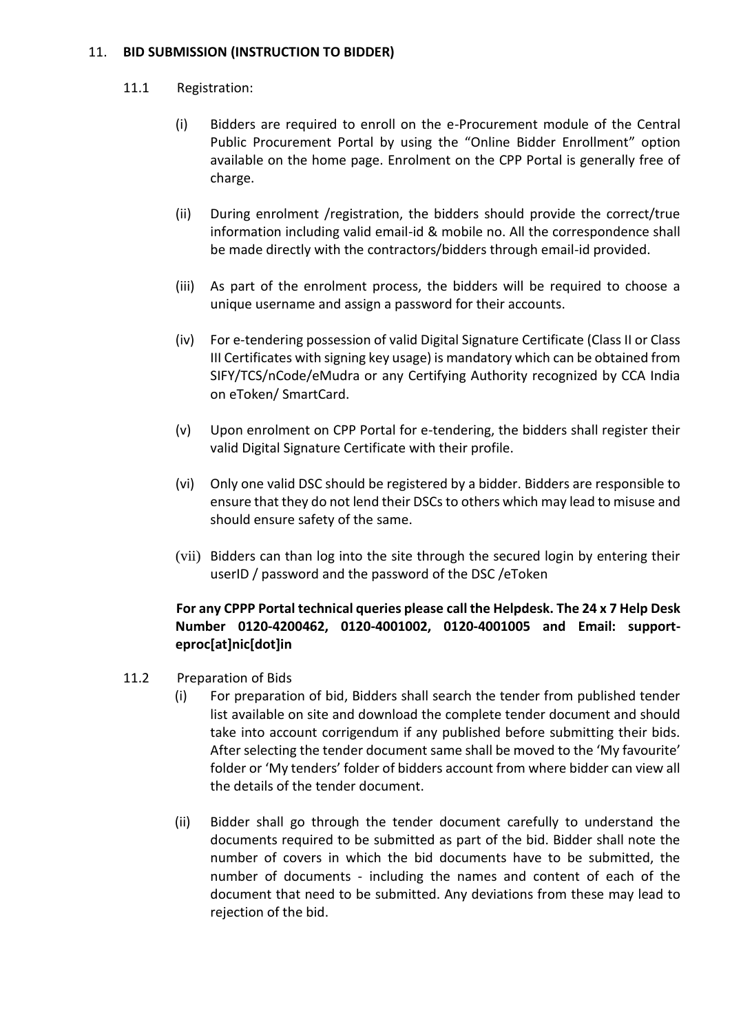## 11. BID SUBMISSION (INSTRUCTION TO BIDDER)

### 11.1 Registration:

(i) Bidders are required to enroll on the e-Procurement module of the Central Public Procurement Portal by using the "Online Bidder Enrollment" option available on the home page. Enrolment on the CPP Portal is generally free of charge.

(ii) During enrolment /registration, the bidders should provide the correct/true information including valid email-id & mobile no. All the correspondence shall be made directly with the contractors/bidders through email-id provided.

(iii) As part of the enrolment process, the bidders will be required to choose a unique username and assign a password for their accounts.

(iv) For e-tendering possession of valid Digital Signature Certificate (Class II or Class III Certificates with signing key usage) is mandatory which can be obtained from SIFY/TCS/nCode/eMudra or any Certifying Authority recognized by CCA India on eToken/ SmartCard.

(v) Upon enrolment on CPP Portal for e-tendering, the bidders shall register their valid Digital Signature Certificate with their profile.

(vi) Only one valid DSC should be registered by a bidder. Bidders are responsible to ensure that they do not lend their DSCs to others which may lead to misuse and should ensure safety of the same.

(vii) Bidders can than log into the site through the secured login by entering their userID / password and the password of the DSC /eToken

**For any CPPP Portal technical queries please call the Helpdesk. The 24 x 7 Help Desk Number 0120-4200462, 0120-4001002, 0120-4001005 and Email: support-eproc[at]nic[dot]in**

### 11.2 Preparation of Bids

(i) For preparation of bid, Bidders shall search the tender from published tender list available on site and download the complete tender document and should take into account corrigendum if any published before submitting their bids. After selecting the tender document same shall be moved to the 'My favourite' folder or 'My tenders' folder of bidders account from where bidder can view all the details of the tender document.

(ii) Bidder shall go through the tender document carefully to understand the documents required to be submitted as part of the bid. Bidder shall note the number of covers in which the bid documents have to be submitted, the number of documents - including the names and content of each of the document that need to be submitted. Any deviations from these may lead to rejection of the bid.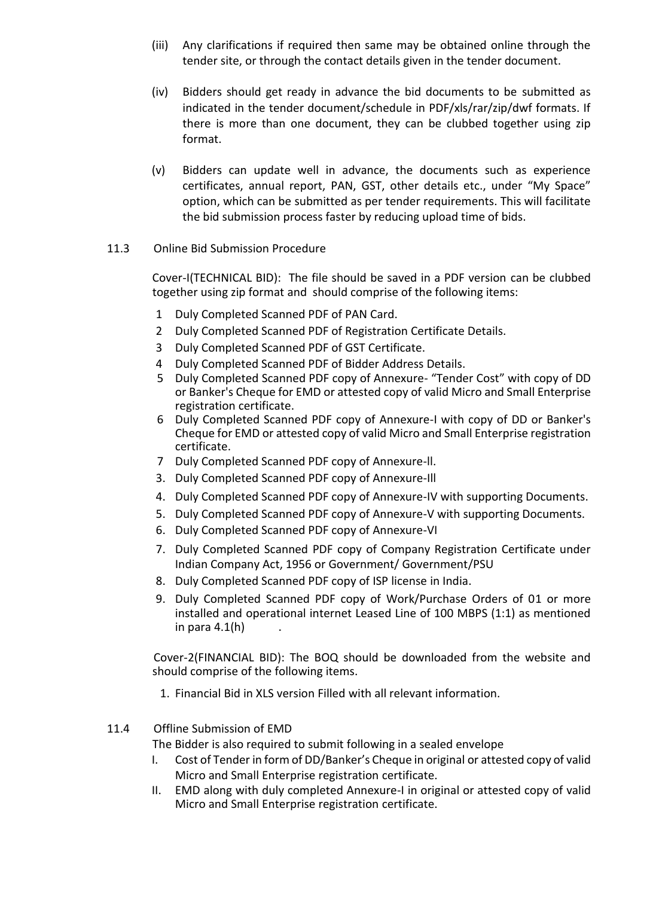(iii) Any clarifications if required then same may be obtained online through the tender site, or through the contact details given in the tender document.

(iv) Bidders should get ready in advance the bid documents to be submitted as indicated in the tender document/schedule in PDF/xls/rar/zip/dwf formats. If there is more than one document, they can be clubbed together using zip format.

(v) Bidders can update well in advance, the documents such as experience certificates, annual report, PAN, GST, other details etc., under "My Space" option, which can be submitted as per tender requirements. This will facilitate the bid submission process faster by reducing upload time of bids.

11.3 Online Bid Submission Procedure

Cover-I(TECHNICAL BID): The file should be saved in a PDF version can be clubbed together using zip format and should comprise of the following items:

1 Duly Completed Scanned PDF of PAN Card.
2 Duly Completed Scanned PDF of Registration Certificate Details.
3 Duly Completed Scanned PDF of GST Certificate.
4 Duly Completed Scanned PDF of Bidder Address Details.
5 Duly Completed Scanned PDF copy of Annexure- "Tender Cost" with copy of DD or Banker's Cheque for EMD or attested copy of valid Micro and Small Enterprise registration certificate.
6 Duly Completed Scanned PDF copy of Annexure-I with copy of DD or Banker's Cheque for EMD or attested copy of valid Micro and Small Enterprise registration certificate.
7 Duly Completed Scanned PDF copy of Annexure-ll.
3. Duly Completed Scanned PDF copy of Annexure-Ill
4. Duly Completed Scanned PDF copy of Annexure-IV with supporting Documents.
5. Duly Completed Scanned PDF copy of Annexure-V with supporting Documents.
6. Duly Completed Scanned PDF copy of Annexure-VI
7. Duly Completed Scanned PDF copy of Company Registration Certificate under Indian Company Act, 1956 or Government/ Government/PSU
8. Duly Completed Scanned PDF copy of ISP license in India.
9. Duly Completed Scanned PDF copy of Work/Purchase Orders of 01 or more installed and operational internet Leased Line of 100 MBPS (1:1) as mentioned in para 4.1(h) .

Cover-2(FINANCIAL BID): The BOQ should be downloaded from the website and should comprise of the following items.

1. Financial Bid in XLS version Filled with all relevant information.

11.4 Offline Submission of EMD

The Bidder is also required to submit following in a sealed envelope

I. Cost of Tender in form of DD/Banker's Cheque in original or attested copy of valid Micro and Small Enterprise registration certificate.
II. EMD along with duly completed Annexure-I in original or attested copy of valid Micro and Small Enterprise registration certificate.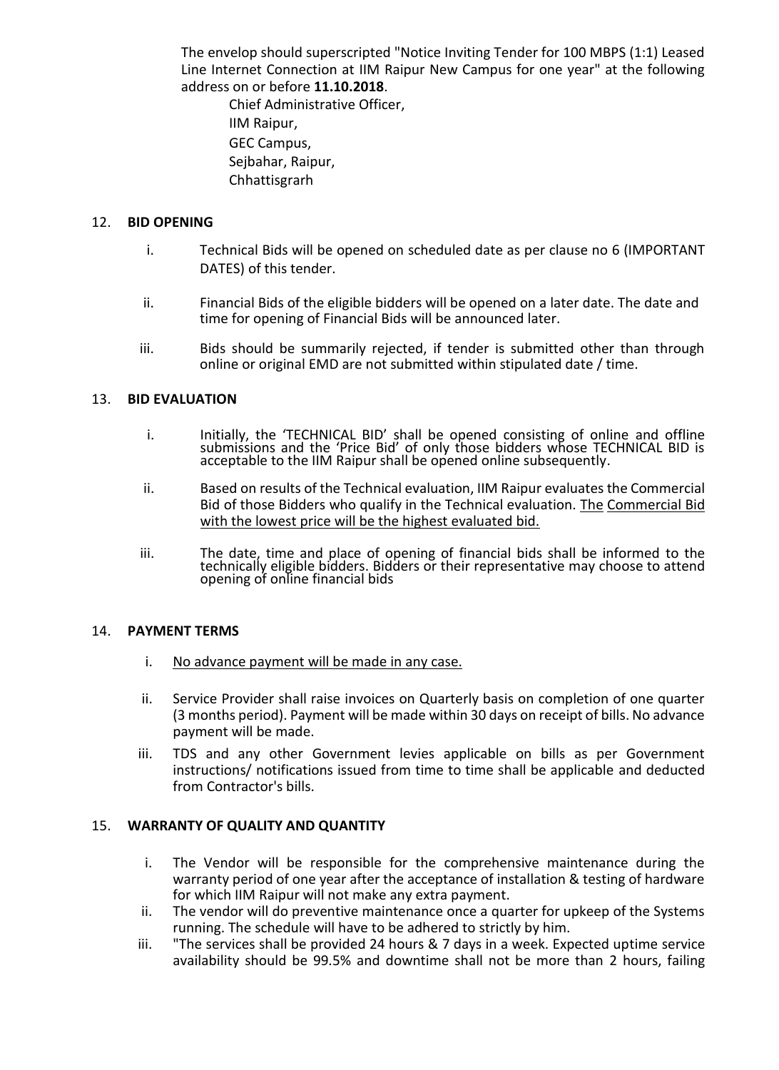The envelop should superscripted "Notice Inviting Tender for 100 MBPS (1:1) Leased Line Internet Connection at IIM Raipur New Campus for one year" at the following address on or before **11.10.2018**.

Chief Administrative Officer,
IIM Raipur,
GEC Campus,
Sejbahar, Raipur,
Chhattisgrarh

12. **BID OPENING**

    i. Technical Bids will be opened on scheduled date as per clause no 6 (IMPORTANT DATES) of this tender.

    ii. Financial Bids of the eligible bidders will be opened on a later date. The date and time for opening of Financial Bids will be announced later.

    iii. Bids should be summarily rejected, if tender is submitted other than through online or original EMD are not submitted within stipulated date / time.

13. **BID EVALUATION**

    i. Initially, the 'TECHNICAL BID' shall be opened consisting of online and offline submissions and the 'Price Bid' of only those bidders whose TECHNICAL BID is acceptable to the IIM Raipur shall be opened online subsequently.

    ii. Based on results of the Technical evaluation, IIM Raipur evaluates the Commercial Bid of those Bidders who qualify in the Technical evaluation. <u>The Commercial Bid with the lowest price will be the highest evaluated bid.</u>

    iii. The date, time and place of opening of financial bids shall be informed to the technically eligible bidders. Bidders or their representative may choose to attend opening of online financial bids

14. **PAYMENT TERMS**

    i. <u>No advance payment will be made in any case.</u>

    ii. Service Provider shall raise invoices on Quarterly basis on completion of one quarter (3 months period). Payment will be made within 30 days on receipt of bills. No advance payment will be made.

    iii. TDS and any other Government levies applicable on bills as per Government instructions/ notifications issued from time to time shall be applicable and deducted from Contractor's bills.

15. **WARRANTY OF QUALITY AND QUANTITY**

    i. The Vendor will be responsible for the comprehensive maintenance during the warranty period of one year after the acceptance of installation & testing of hardware for which IIM Raipur will not make any extra payment.
    ii. The vendor will do preventive maintenance once a quarter for upkeep of the Systems running. The schedule will have to be adhered to strictly by him.
    iii. "The services shall be provided 24 hours & 7 days in a week. Expected uptime service availability should be 99.5% and downtime shall not be more than 2 hours, failing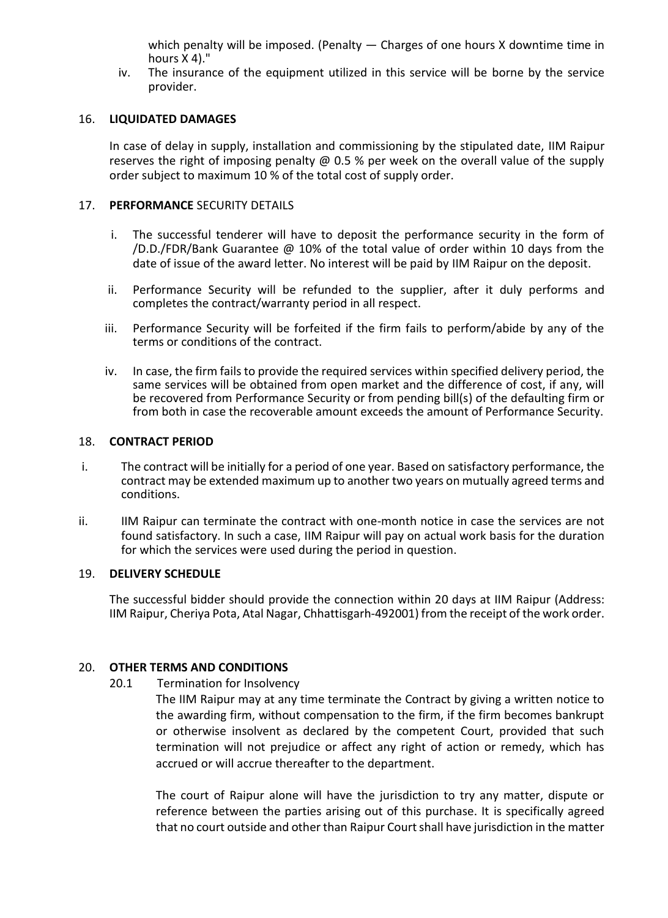which penalty will be imposed. (Penalty — Charges of one hours X downtime time in hours X 4)."

iv. The insurance of the equipment utilized in this service will be borne by the service provider.

16. **LIQUIDATED DAMAGES**

In case of delay in supply, installation and commissioning by the stipulated date, IIM Raipur reserves the right of imposing penalty @ 0.5 % per week on the overall value of the supply order subject to maximum 10 % of the total cost of supply order.

17. **PERFORMANCE** SECURITY DETAILS

i. The successful tenderer will have to deposit the performance security in the form of /D.D./FDR/Bank Guarantee @ 10% of the total value of order within 10 days from the date of issue of the award letter. No interest will be paid by IIM Raipur on the deposit.

ii. Performance Security will be refunded to the supplier, after it duly performs and completes the contract/warranty period in all respect.

iii. Performance Security will be forfeited if the firm fails to perform/abide by any of the terms or conditions of the contract.

iv. In case, the firm fails to provide the required services within specified delivery period, the same services will be obtained from open market and the difference of cost, if any, will be recovered from Performance Security or from pending bill(s) of the defaulting firm or from both in case the recoverable amount exceeds the amount of Performance Security.

18. **CONTRACT PERIOD**

i. The contract will be initially for a period of one year. Based on satisfactory performance, the contract may be extended maximum up to another two years on mutually agreed terms and conditions.

ii. IIM Raipur can terminate the contract with one-month notice in case the services are not found satisfactory. In such a case, IIM Raipur will pay on actual work basis for the duration for which the services were used during the period in question.

19. **DELIVERY SCHEDULE**

The successful bidder should provide the connection within 20 days at IIM Raipur (Address: IIM Raipur, Cheriya Pota, Atal Nagar, Chhattisgarh-492001) from the receipt of the work order.

20. **OTHER TERMS AND CONDITIONS**

20.1 Termination for Insolvency

The IIM Raipur may at any time terminate the Contract by giving a written notice to the awarding firm, without compensation to the firm, if the firm becomes bankrupt or otherwise insolvent as declared by the competent Court, provided that such termination will not prejudice or affect any right of action or remedy, which has accrued or will accrue thereafter to the department.

The court of Raipur alone will have the jurisdiction to try any matter, dispute or reference between the parties arising out of this purchase. It is specifically agreed that no court outside and other than Raipur Court shall have jurisdiction in the matter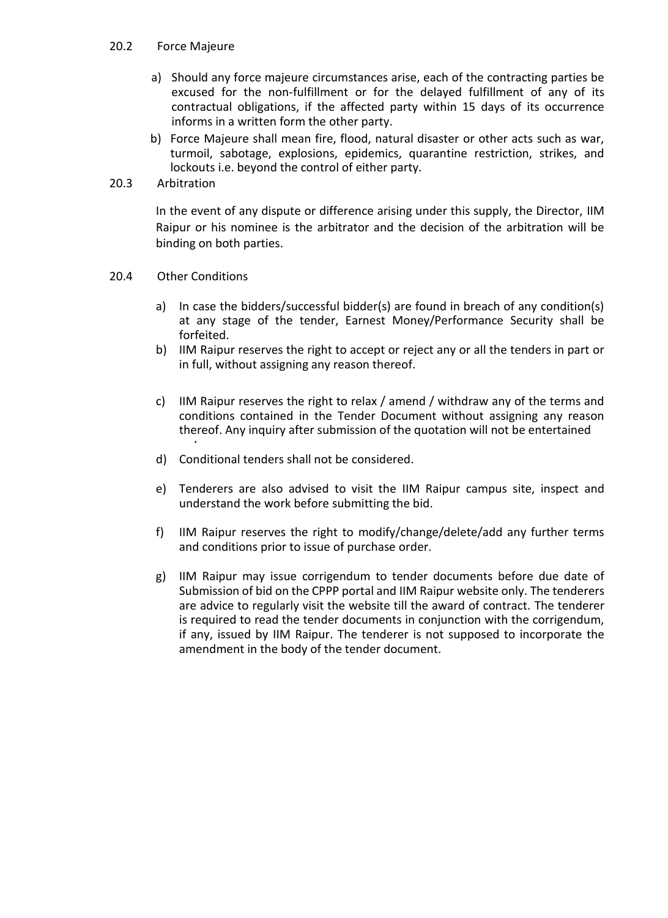### 20.2 Force Majeure

a) Should any force majeure circumstances arise, each of the contracting parties be excused for the non-fulfillment or for the delayed fulfillment of any of its contractual obligations, if the affected party within 15 days of its occurrence informs in a written form the other party.

b) Force Majeure shall mean fire, flood, natural disaster or other acts such as war, turmoil, sabotage, explosions, epidemics, quarantine restriction, strikes, and lockouts i.e. beyond the control of either party.

### 20.3 Arbitration

In the event of any dispute or difference arising under this supply, the Director, IIM Raipur or his nominee is the arbitrator and the decision of the arbitration will be binding on both parties.

### 20.4 Other Conditions

a) In case the bidders/successful bidder(s) are found in breach of any condition(s) at any stage of the tender, Earnest Money/Performance Security shall be forfeited.

b) IIM Raipur reserves the right to accept or reject any or all the tenders in part or in full, without assigning any reason thereof.

c) IIM Raipur reserves the right to relax / amend / withdraw any of the terms and conditions contained in the Tender Document without assigning any reason thereof. Any inquiry after submission of the quotation will not be entertained.

d) Conditional tenders shall not be considered.

e) Tenderers are also advised to visit the IIM Raipur campus site, inspect and understand the work before submitting the bid.

f) IIM Raipur reserves the right to modify/change/delete/add any further terms and conditions prior to issue of purchase order.

g) IIM Raipur may issue corrigendum to tender documents before due date of Submission of bid on the CPPP portal and IIM Raipur website only. The tenderers are advice to regularly visit the website till the award of contract. The tenderer is required to read the tender documents in conjunction with the corrigendum, if any, issued by IIM Raipur. The tenderer is not supposed to incorporate the amendment in the body of the tender document.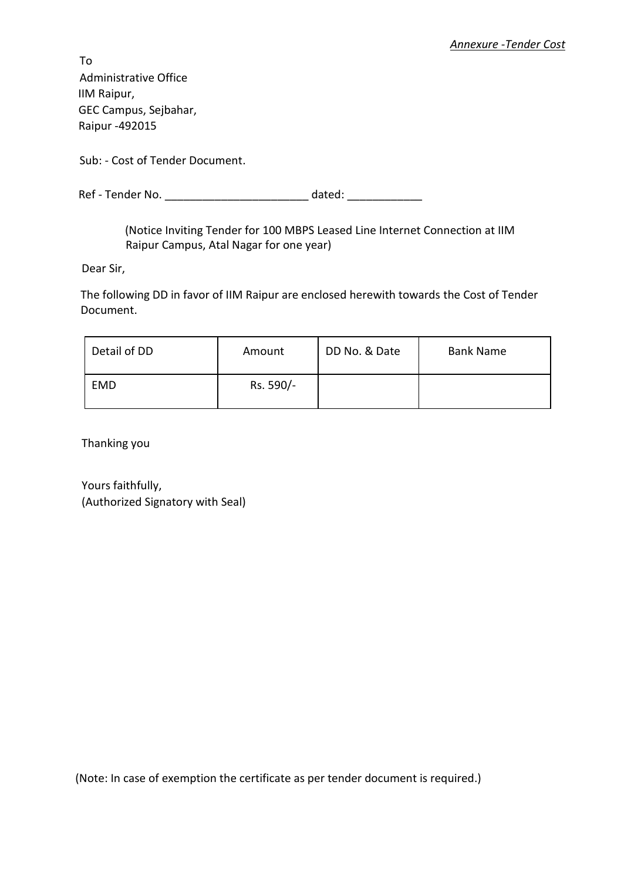*Annexure -Tender Cost*

To
Administrative Office
IIM Raipur,
GEC Campus, Sejbahar,
Raipur -492015

Sub: - Cost of Tender Document.

Ref - Tender No. _______________________ dated: ____________

(Notice Inviting Tender for 100 MBPS Leased Line Internet Connection at IIM Raipur Campus, Atal Nagar for one year)

Dear Sir,

The following DD in favor of IIM Raipur are enclosed herewith towards the Cost of Tender Document.

| Detail of DD | Amount | DD No. & Date | Bank Name |
|---|---|---|---|
| EMD | Rs. 590/- | | |

Thanking you

Yours faithfully,
(Authorized Signatory with Seal)

(Note: In case of exemption the certificate as per tender document is required.)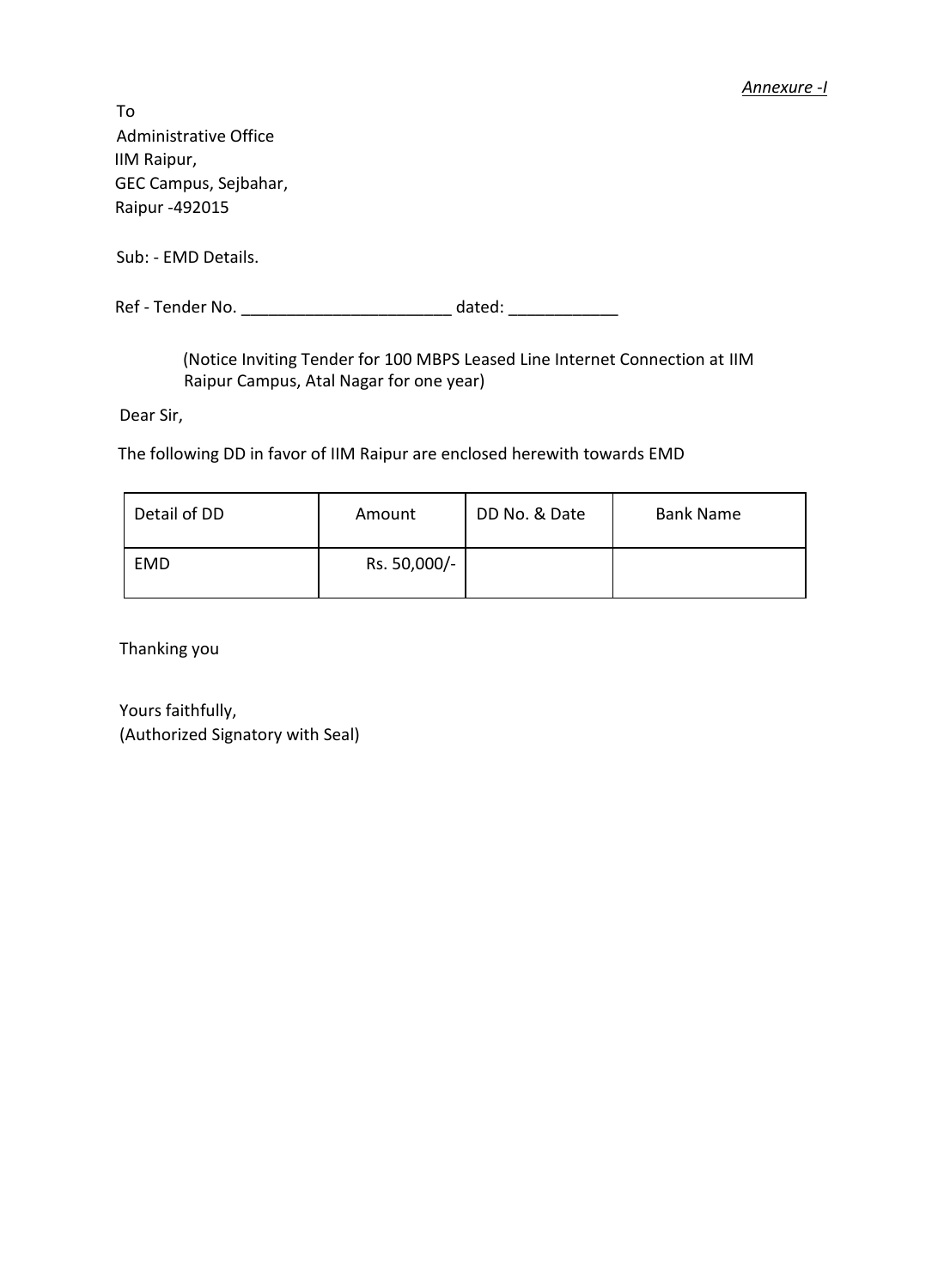*Annexure -I*

To
Administrative Office
IIM Raipur,
GEC Campus, Sejbahar,
Raipur -492015

Sub: - EMD Details.

Ref - Tender No. ______________________ dated: ___________

(Notice Inviting Tender for 100 MBPS Leased Line Internet Connection at IIM Raipur Campus, Atal Nagar for one year)

Dear Sir,

The following DD in favor of IIM Raipur are enclosed herewith towards EMD

| Detail of DD | Amount | DD No. & Date | Bank Name |
|---|---|---|---|
| EMD | Rs. 50,000/- | | |

Thanking you

Yours faithfully,
(Authorized Signatory with Seal)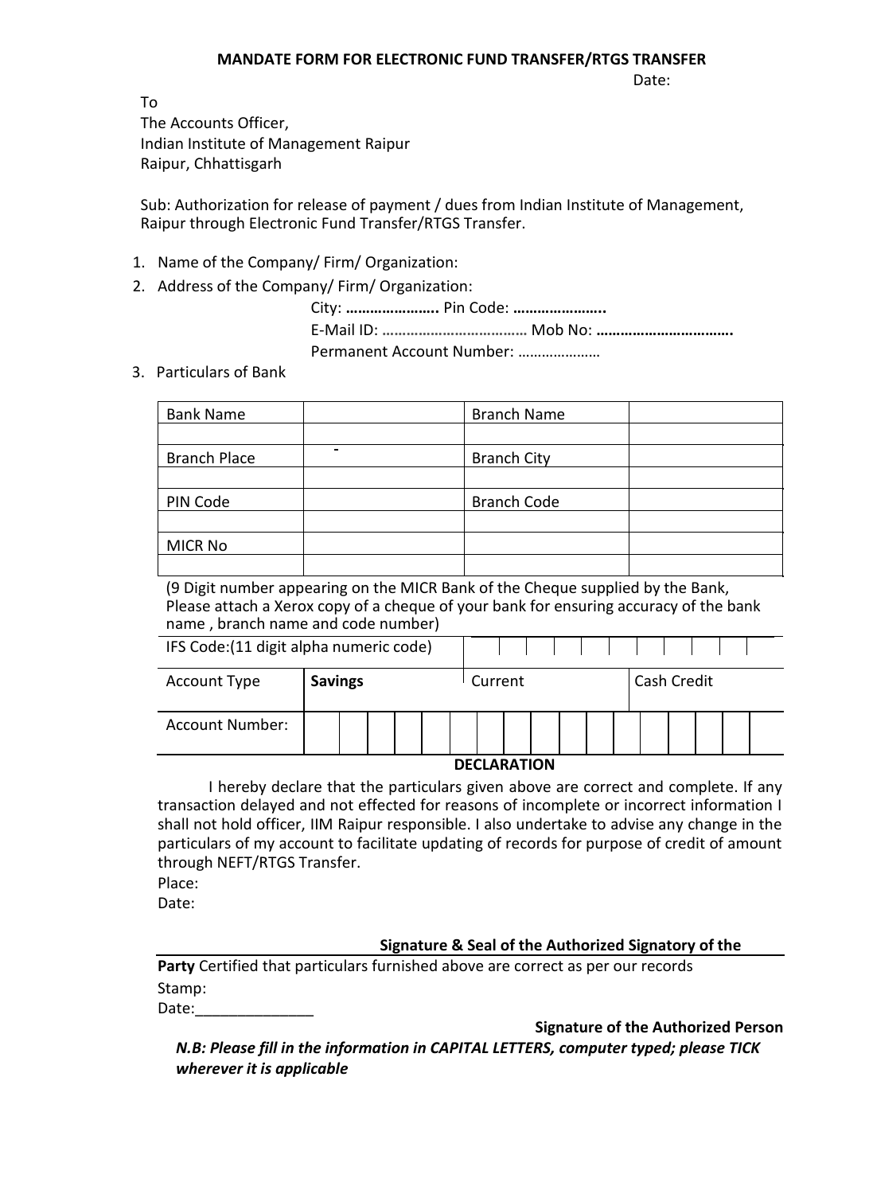## MANDATE FORM FOR ELECTRONIC FUND TRANSFER/RTGS TRANSFER

Date:

To
The Accounts Officer,
Indian Institute of Management Raipur
Raipur, Chhattisgarh

Sub: Authorization for release of payment / dues from Indian Institute of Management, Raipur through Electronic Fund Transfer/RTGS Transfer.

1. Name of the Company/ Firm/ Organization:
2. Address of the Company/ Firm/ Organization:

   City: **…………………..** Pin Code: **…………………..**
   E-Mail ID: **………………………………** Mob No: **…………………………….**
   Permanent Account Number: …………………

3. Particulars of Bank

| Bank Name | | Branch Name | |
|---|---|---|---|
| | | | |
| Branch Place | - | Branch City | |
| | | | |
| PIN Code | | Branch Code | |
| | | | |
| MICR No | | | |
| | | | |

(9 Digit number appearing on the MICR Bank of the Cheque supplied by the Bank, Please attach a Xerox copy of a cheque of your bank for ensuring accuracy of the bank name , branch name and code number)

| IFS Code:(11 digit alpha numeric code) | | | |
|---|---|---|---|
| Account Type | **Savings** | Current | Cash Credit |
| Account Number: | | | |

**DECLARATION**

I hereby declare that the particulars given above are correct and complete. If any transaction delayed and not effected for reasons of incomplete or incorrect information I shall not hold officer, IIM Raipur responsible. I also undertake to advise any change in the particulars of my account to facilitate updating of records for purpose of credit of amount through NEFT/RTGS Transfer.

Place:
Date:

**Signature & Seal of the Authorized Signatory of the Party** Certified that particulars furnished above are correct as per our records

Stamp:
Date:______________

**Signature of the Authorized Person**

***N.B: Please fill in the information in CAPITAL LETTERS, computer typed; please TICK wherever it is applicable***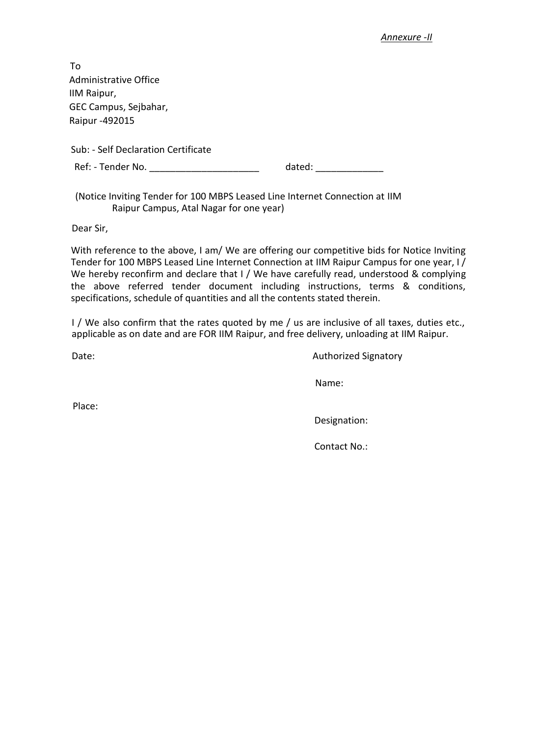*Annexure -II*

To
Administrative Office
IIM Raipur,
GEC Campus, Sejbahar,
Raipur -492015

Sub: - Self Declaration Certificate

Ref: - Tender No. _____________________ dated: _____________

(Notice Inviting Tender for 100 MBPS Leased Line Internet Connection at IIM Raipur Campus, Atal Nagar for one year)

Dear Sir,

With reference to the above, I am/ We are offering our competitive bids for Notice Inviting Tender for 100 MBPS Leased Line Internet Connection at IIM Raipur Campus for one year, I / We hereby reconfirm and declare that I / We have carefully read, understood & complying the above referred tender document including instructions, terms & conditions, specifications, schedule of quantities and all the contents stated therein.

I / We also confirm that the rates quoted by me / us are inclusive of all taxes, duties etc., applicable as on date and are FOR IIM Raipur, and free delivery, unloading at IIM Raipur.

Date:

Place:

Authorized Signatory

Name:

Designation:

Contact No.: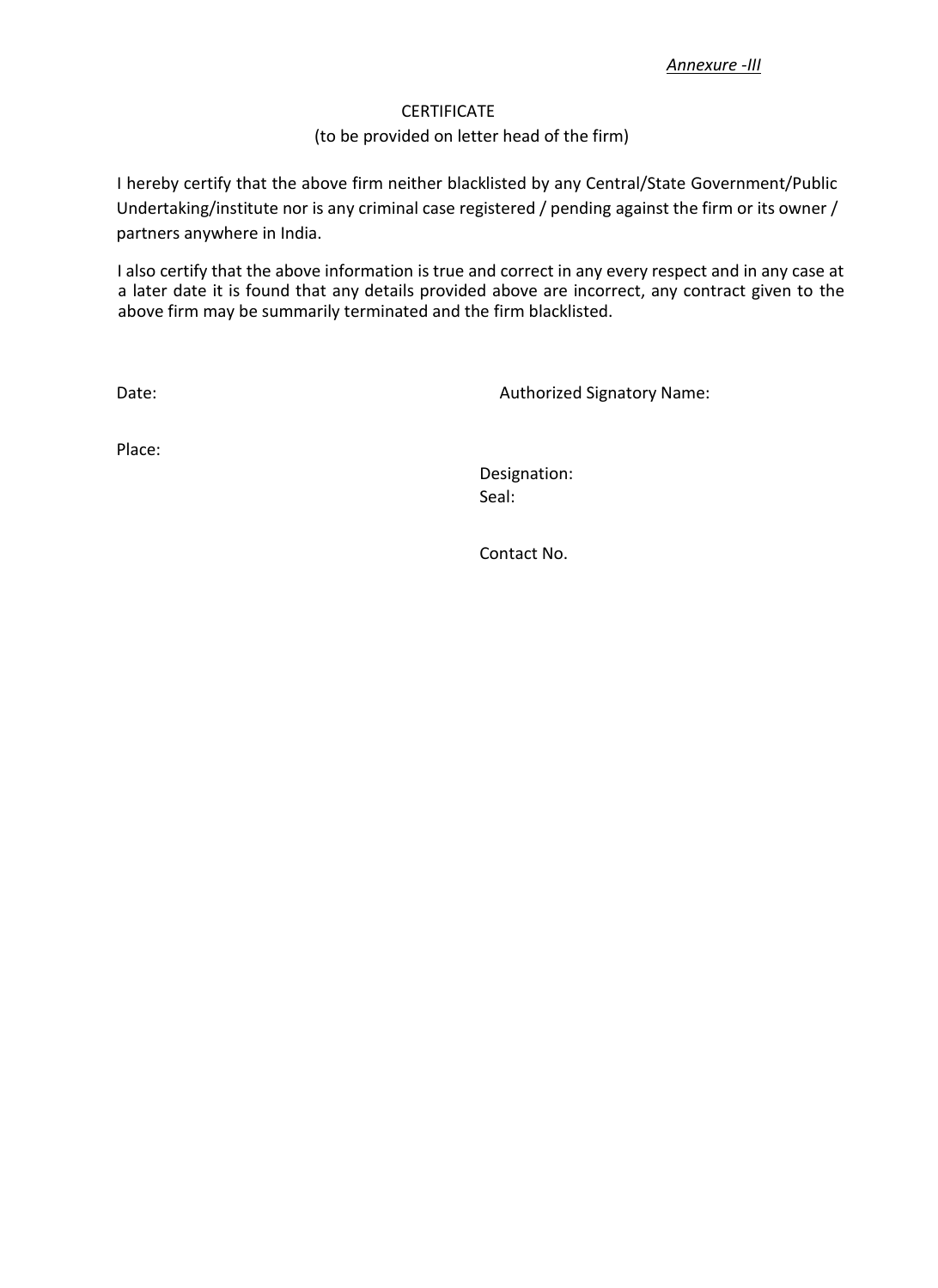*Annexure -III*

CERTIFICATE

(to be provided on letter head of the firm)

I hereby certify that the above firm neither blacklisted by any Central/State Government/Public Undertaking/institute nor is any criminal case registered / pending against the firm or its owner / partners anywhere in India.

I also certify that the above information is true and correct in any every respect and in any case at a later date it is found that any details provided above are incorrect, any contract given to the above firm may be summarily terminated and the firm blacklisted.

Date: Authorized Signatory Name:

Place:

Designation:

Seal:

Contact No.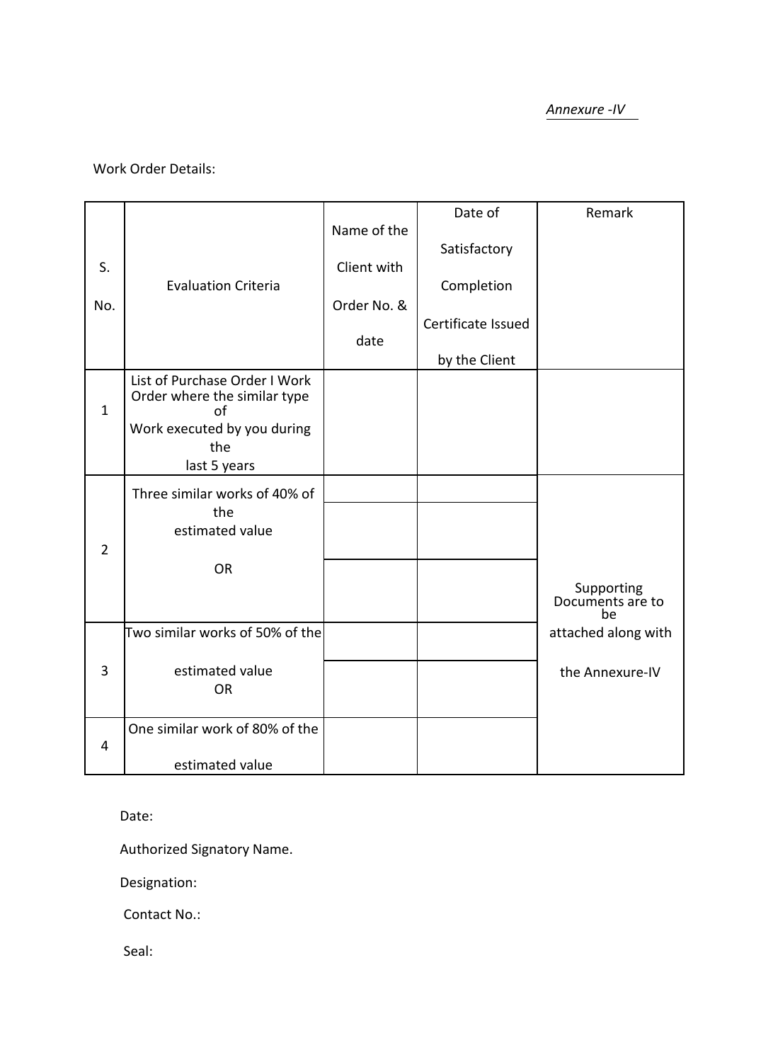*Annexure -IV*

Work Order Details:

| S. No. | Evaluation Criteria | Name of the Client with Order No. & date | Date of Satisfactory Completion Certificate Issued by the Client | Remark |
|---|---|---|---|---|
| 1 | List of Purchase Order I Work Order where the similar type of Work executed by you during the last 5 years | | | |
| 2 | Three similar works of 40% of the estimated value<br><br>OR | | | Supporting Documents are to be attached along with the Annexure-IV |
| | | | | |
| | | | | |
| 3 | Two similar works of 50% of the estimated value<br>OR | | | |
| | | | | |
| 4 | One similar work of 80% of the estimated value | | | |

Date:

Authorized Signatory Name.

Designation:

Contact No.:

Seal: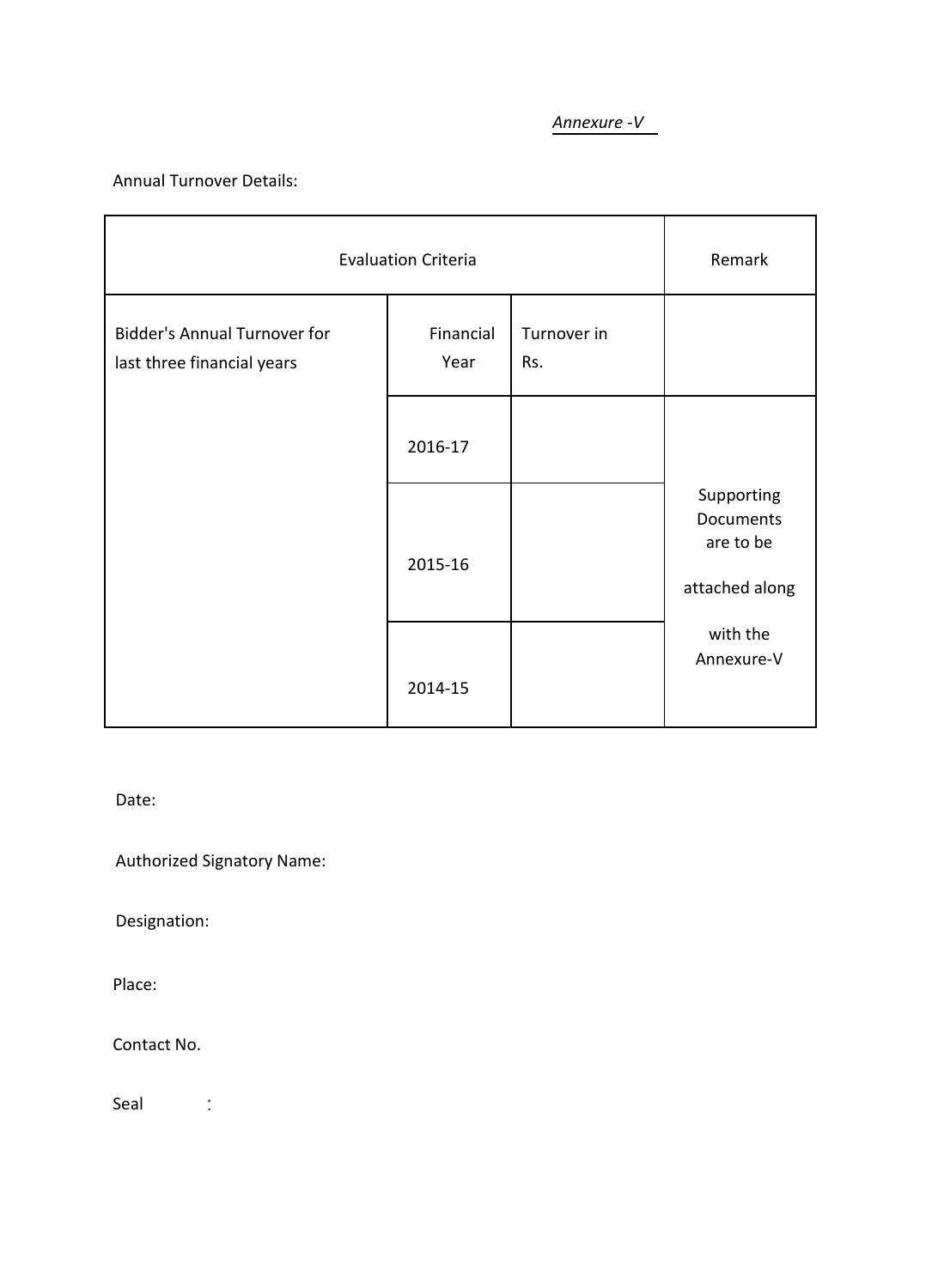*Annexure -V*

Annual Turnover Details:

| Evaluation Criteria | | | Remark |
|---|---|---|---|
| Bidder's Annual Turnover for last three financial years | Financial Year | Turnover in Rs. | |
| | 2016-17 | | Supporting Documents are to be attached along with the Annexure-V |
| | 2015-16 | | |
| | 2014-15 | | |

Date:

Authorized Signatory Name:

Designation:

Place:

Contact No.

Seal :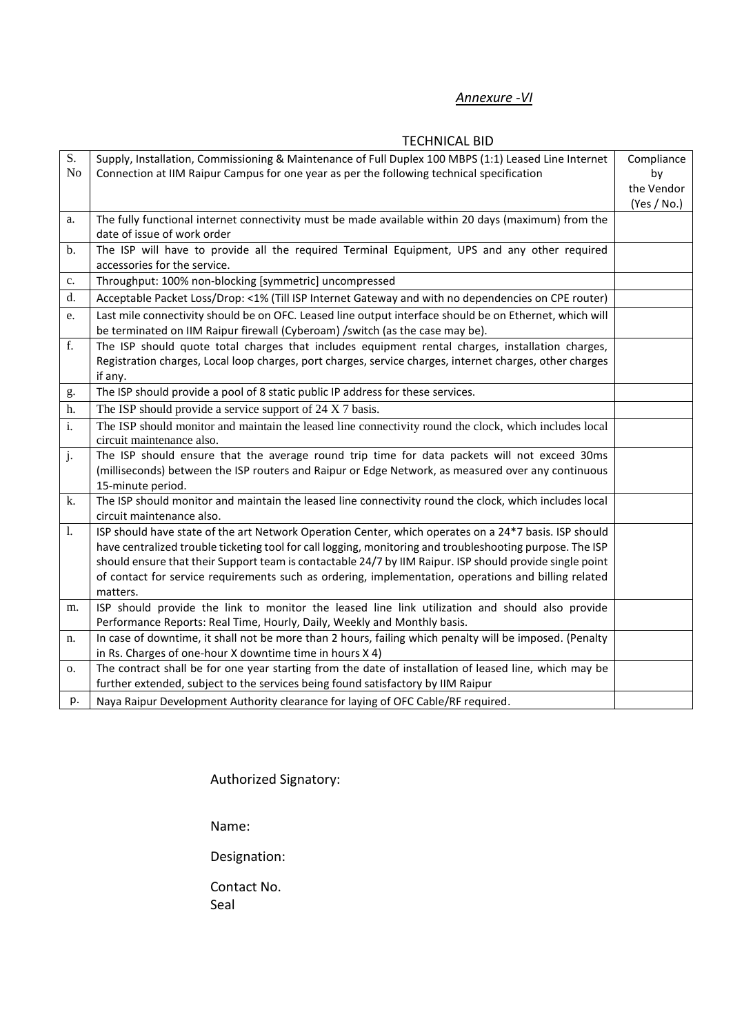*Annexure -VI*

TECHNICAL BID

| S. No | Supply, Installation, Commissioning & Maintenance of Full Duplex 100 MBPS (1:1) Leased Line Internet Connection at IIM Raipur Campus for one year as per the following technical specification | Compliance by the Vendor (Yes / No.) |
|---|---|---|
| a. | The fully functional internet connectivity must be made available within 20 days (maximum) from the date of issue of work order | |
| b. | The ISP will have to provide all the required Terminal Equipment, UPS and any other required accessories for the service. | |
| c. | Throughput: 100% non-blocking [symmetric] uncompressed | |
| d. | Acceptable Packet Loss/Drop: <1% (Till ISP Internet Gateway and with no dependencies on CPE router) | |
| e. | Last mile connectivity should be on OFC. Leased line output interface should be on Ethernet, which will be terminated on IIM Raipur firewall (Cyberoam) /switch (as the case may be). | |
| f. | The ISP should quote total charges that includes equipment rental charges, installation charges, Registration charges, Local loop charges, port charges, service charges, internet charges, other charges if any. | |
| g. | The ISP should provide a pool of 8 static public IP address for these services. | |
| h. | The ISP should provide a service support of 24 X 7 basis. | |
| i. | The ISP should monitor and maintain the leased line connectivity round the clock, which includes local circuit maintenance also. | |
| j. | The ISP should ensure that the average round trip time for data packets will not exceed 30ms (milliseconds) between the ISP routers and Raipur or Edge Network, as measured over any continuous 15-minute period. | |
| k. | The ISP should monitor and maintain the leased line connectivity round the clock, which includes local circuit maintenance also. | |
| l. | ISP should have state of the art Network Operation Center, which operates on a 24*7 basis. ISP should have centralized trouble ticketing tool for call logging, monitoring and troubleshooting purpose. The ISP should ensure that their Support team is contactable 24/7 by IIM Raipur. ISP should provide single point of contact for service requirements such as ordering, implementation, operations and billing related matters. | |
| m. | ISP should provide the link to monitor the leased line link utilization and should also provide Performance Reports: Real Time, Hourly, Daily, Weekly and Monthly basis. | |
| n. | In case of downtime, it shall not be more than 2 hours, failing which penalty will be imposed. (Penalty in Rs. Charges of one-hour X downtime time in hours X 4) | |
| o. | The contract shall be for one year starting from the date of installation of leased line, which may be further extended, subject to the services being found satisfactory by IIM Raipur | |
| p. | Naya Raipur Development Authority clearance for laying of OFC Cable/RF required. | |

Authorized Signatory:

Name:

Designation:

Contact No.
Seal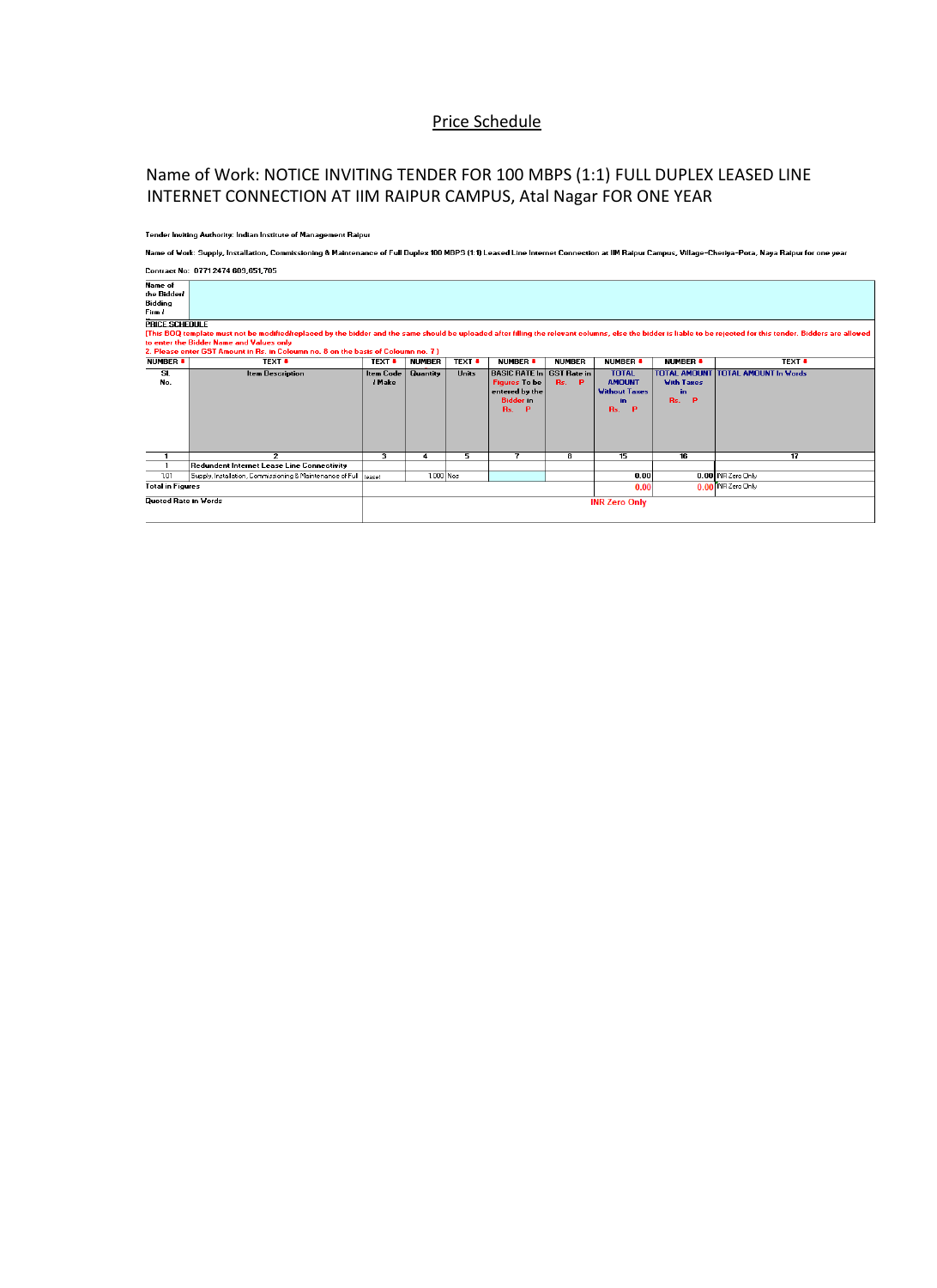# Price Schedule

## Name of Work: NOTICE INVITING TENDER FOR 100 MBPS (1:1) FULL DUPLEX LEASED LINE INTERNET CONNECTION AT IIM RAIPUR CAMPUS, Atal Nagar FOR ONE YEAR

Tender Inviting Authority: Indian Institute of Management Raipur

Name of Work: Supply, Installation, Commissioning & Maintenance of Full Duplex 100 MBPS (1:1) Leased Line Internet Connection at IIM Raipur Campus, Village-Cheriya-Pota, Naya Raipur for one year

Contract No: 0771 2474 609,651,705

| | | | | | | | | | |
|---|---|---|---|---|---|---|---|---|---|
| Name of the Bidder/ Bidding Firm / | | | | | | | | | |
| PRICE SCHEDULE | | | | | | | | | |
| (This BOQ template must not be modified/replaced by the bidder and the same should be uploaded after filling the relevant columns, else the bidder is liable to be rejected for this tender. Bidders are allowed to enter the Bidder Name and Values only 2. Please enter GST Amount in Rs. in Coloumn no. 8 on the basis of Coloumn no. 7 ) | | | | | | | | | |
| NUMBER # | TEXT # | TEXT # | NUMBER | TEXT # | NUMBER # | NUMBER | NUMBER # | NUMBER # | TEXT # |
| Sl. No. | Item Description | Item Code / Make | Quantity | Units | BASIC RATE In Figures To be entered by the Bidder in Rs. P | GST Rate in Rs. P | TOTAL AMOUNT Without Taxes in Rs. P | TOTAL AMOUNT With Taxes in Rs. P | TOTAL AMOUNT In Words |
| 1 | 2 | 3 | 4 | 5 | 7 | 8 | 15 | 16 | 17 |
| 1 | Redundent Internet Lease Line Connectivity | | | | | | | | |
| 1.01 | Supply, Installation, Commissioning & Maintenance of Full | leased | 1.000 | Nos | | | 0.00 | 0.00 | INR Zero Only |
| Total in Figures | | | | | | | 0.00 | 0.00 | INR Zero Only |
| Quoted Rate in Words | | INR Zero Only | | | | | | | |